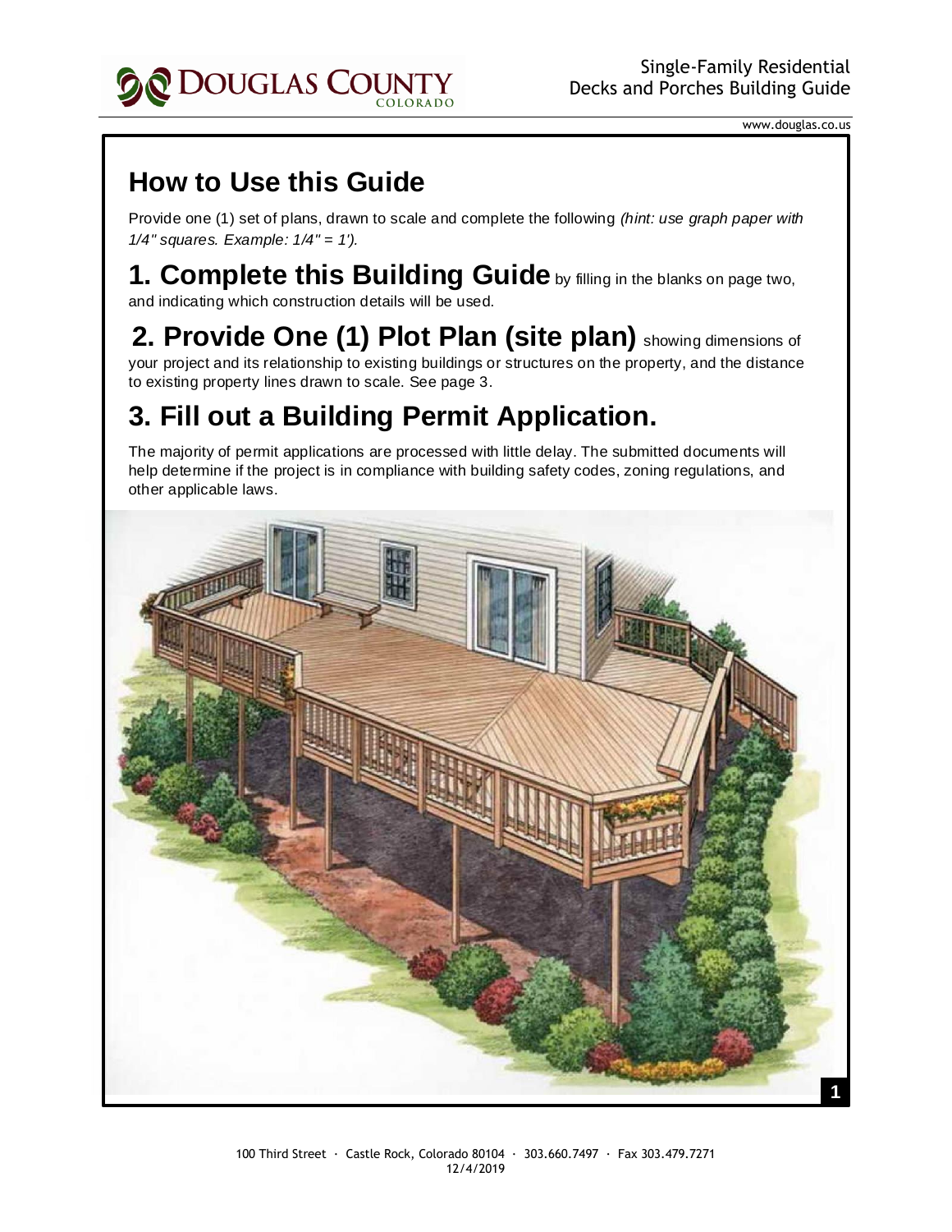# How to Use this Guide

Provide one (1) set of plans, drawn to scale and complete the following *(hint: use graph paper with 1/4" squares. Example: 1/4" = 1').*

## 1. Complete this Building Guide

by filling in the blanks on page two, and indicating which construction details will be used.

## 2. Provide One (1) Plot Plan (site plan)

showing dimensions of your project and its relationship to existing buildings or structures on the property, and the distance to existing property lines drawn to scale. See page 3.

## 3. Fill out a Building Permit Application.

The majority of permit applications are processed with little delay. The submitted documents will help determine if the project is in compliance with building safety codes, zoning regulations, and other applicable laws.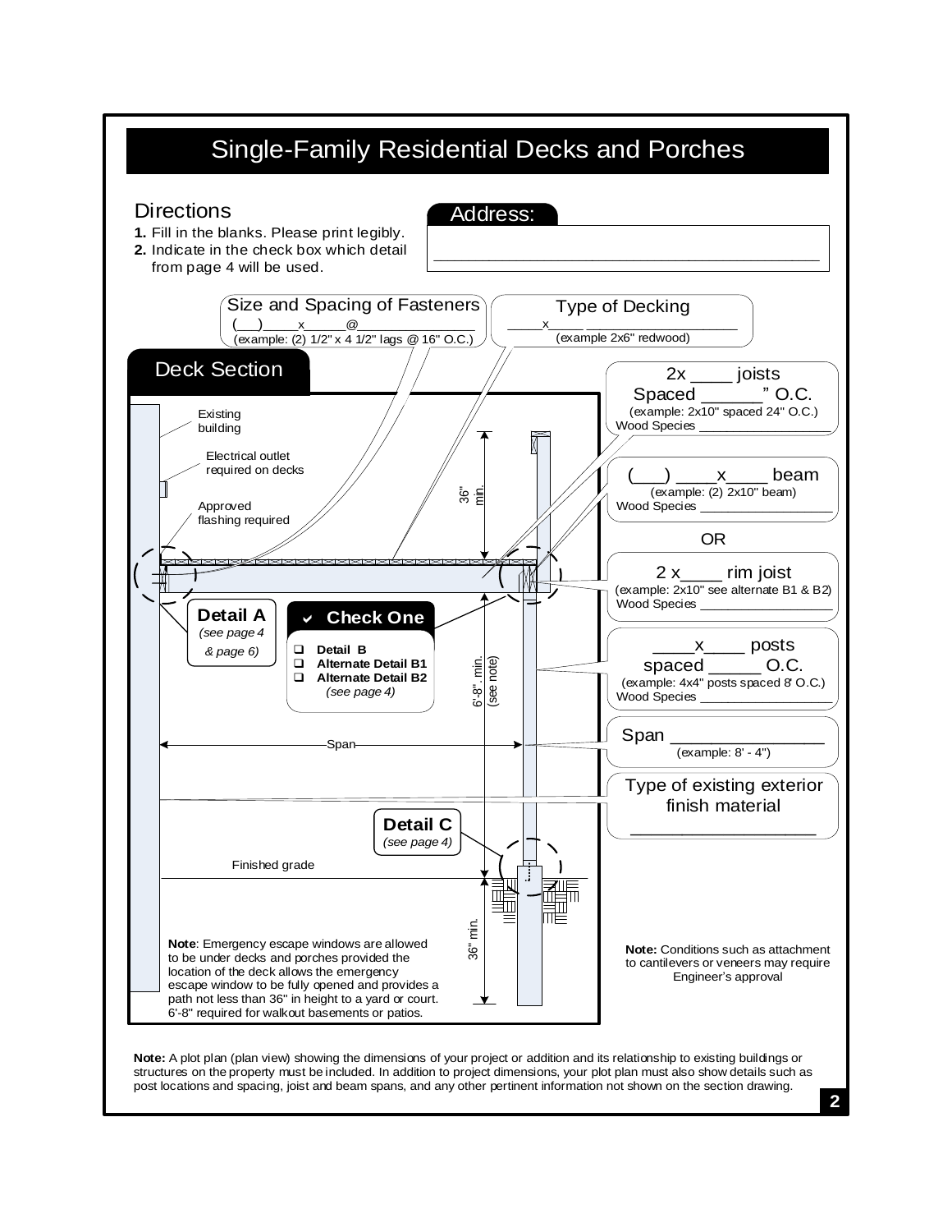# Single-Family Residential Decks and Porches

## Directions

1. Fill in the blanks. Please print legibly.
2. Indicate in the check box which detail from page 4 will be used.

**Address:** ____________________________________________

**Size and Spacing of Fasteners**
(___)____x_____@______________
(example: (2) 1/2" x 4 1/2" lags @ 16" O.C.)

**Type of Decking**
_____x_____ ________________
(example 2x6" redwood)

## Deck Section

Existing building

Electrical outlet required on decks

Approved flashing required

36" min.

6'-8" min. (see note)

Span

Finished grade

36" min.

**Detail A**
*(see page 4 & page 6)*

**✔ Check One**

- ❑ **Detail B**
- ❑ **Alternate Detail B1**
- ❑ **Alternate Detail B2**

*(see page 4)*

**Detail C**
*(see page 4)*

2x ____ joists
Spaced ______" O.C.
(example: 2x10" spaced 24" O.C.)
Wood Species ________________

(___) ____x____ beam
(example: (2) 2x10" beam)
Wood Species ________________

OR

2 x____ rim joist
(example: 2x10" see alternate B1 & B2)
Wood Species ________________

____x____ posts
spaced _____ O.C.
(example: 4x4" posts spaced 8' O.C.)
Wood Species ________________

Span ______________
(example: 8' - 4")

Type of existing exterior finish material
________________

**Note**: Emergency escape windows are allowed to be under decks and porches provided the location of the deck allows the emergency escape window to be fully opened and provides a path not less than 36" in height to a yard or court. 6'-8" required for walkout basements or patios.

**Note:** Conditions such as attachment to cantilevers or veneers may require Engineer's approval

**Note:** A plot plan (plan view) showing the dimensions of your project or addition and its relationship to existing buildings or structures on the property must be included. In addition to project dimensions, your plot plan must also show details such as post locations and spacing, joist and beam spans, and any other pertinent information not shown on the section drawing.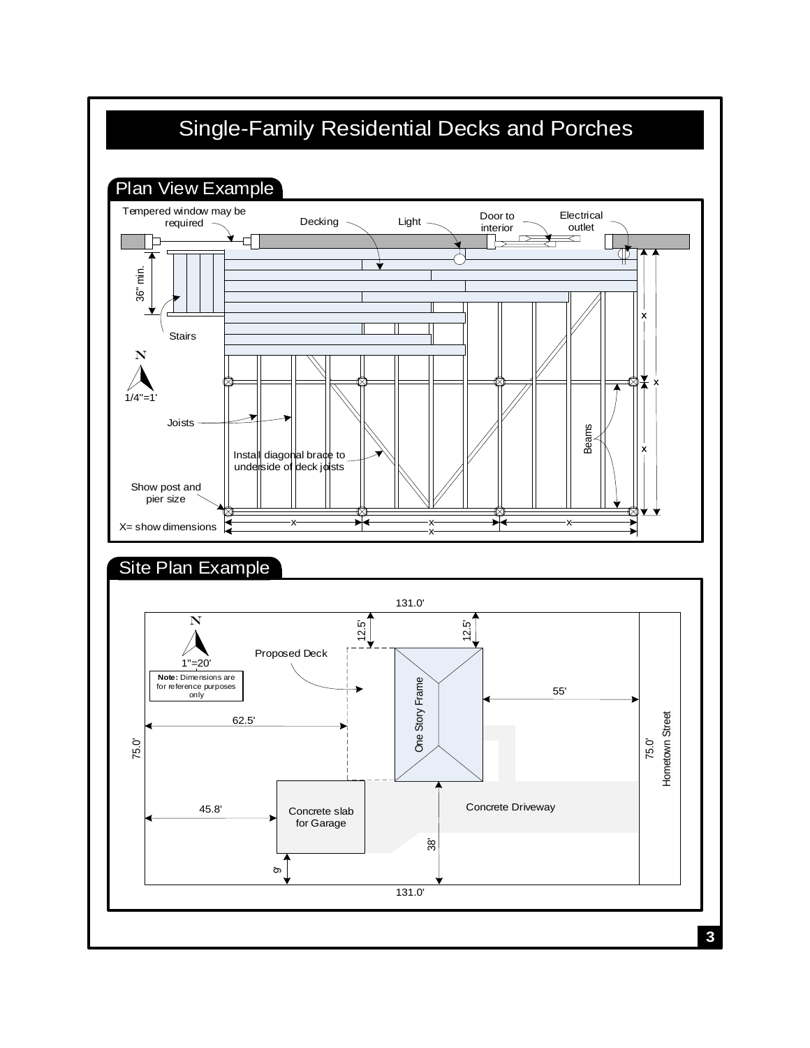# Single-Family Residential Decks and Porches

## Plan View Example

Tempered window may be required

Decking

Light

Door to interior

Electrical outlet

36" min.

Stairs

N

1/4"=1'

Joists

Install diagonal brace to underside of deck joists

Beams

Show post and pier size

X= show dimensions

## Site Plan Example

N

1"=20'

**Note:** Dimensions are for reference purposes only

Proposed Deck

131.0'

12.5'

12.5'

55'

62.5'

75.0'

75.0'

One Story Frame

Hometown Street

45.8'

Concrete slab for Garage

Concrete Driveway

38'

9'

131.0'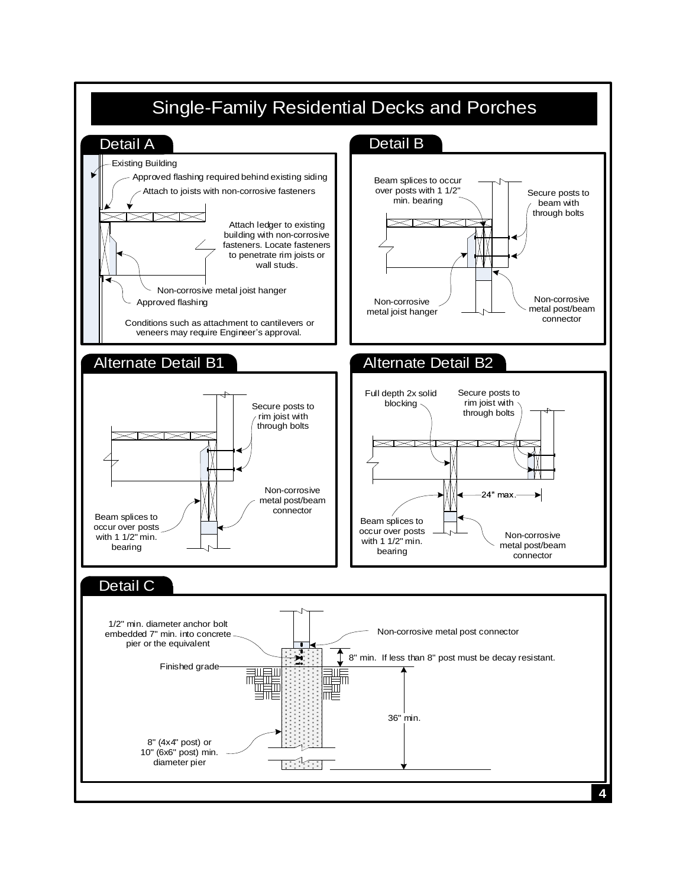# Single-Family Residential Decks and Porches

## Detail A

Existing Building

Approved flashing required behind existing siding

Attach to joists with non-corrosive fasteners

Attach ledger to existing building with non-corrosive fasteners. Locate fasteners to penetrate rim joists or wall studs.

Non-corrosive metal joist hanger

Approved flashing

Conditions such as attachment to cantilevers or veneers may require Engineer's approval.

## Detail B

Beam splices to occur over posts with 1 1/2" min. bearing

Secure posts to beam with through bolts

Non-corrosive metal joist hanger

Non-corrosive metal post/beam connector

## Alternate Detail B1

Secure posts to rim joist with through bolts

Non-corrosive metal post/beam connector

Beam splices to occur over posts with 1 1/2" min. bearing

## Alternate Detail B2

Full depth 2x solid blocking

Secure posts to rim joist with through bolts

24" max.

Beam splices to occur over posts with 1 1/2" min. bearing

Non-corrosive metal post/beam connector

## Detail C

1/2" min. diameter anchor bolt embedded 7" min. into concrete pier or the equivalent

Non-corrosive metal post connector

8" min. If less than 8" post must be decay resistant.

Finished grade

36" min.

8" (4x4" post) or 10" (6x6" post) min. diameter pier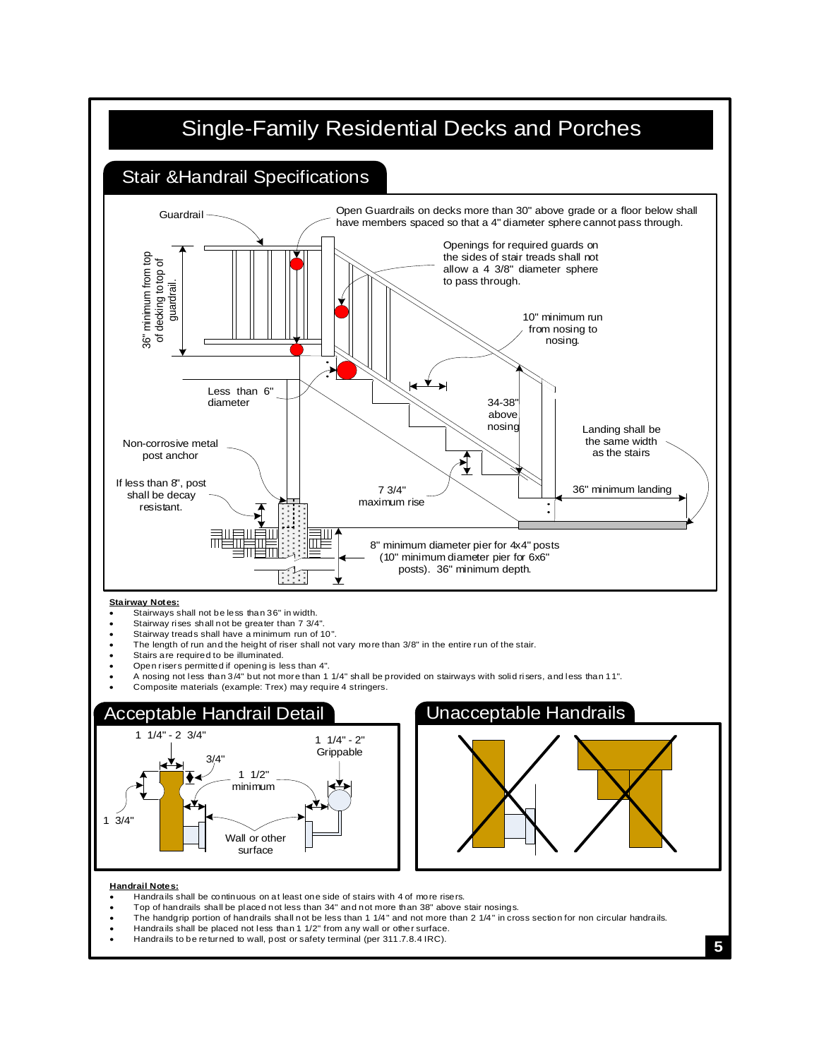# Single-Family Residential Decks and Porches

## Stair &Handrail Specifications

Guardrail

Open Guardrails on decks more than 30" above grade or a floor below shall have members spaced so that a 4" diameter sphere cannot pass through.

36" minimum from top of decking to top of guardrail.

Openings for required guards on the sides of stair treads shall not allow a 4 3/8" diameter sphere to pass through.

10" minimum run from nosing to nosing.

Less than 6" diameter

34-38" above nosing

Landing shall be the same width as the stairs

Non-corrosive metal post anchor

If less than 8", post shall be decay resistant.

7 3/4" maximum rise

36" minimum landing

8" minimum diameter pier for 4x4" posts (10" minimum diameter pier for 6x6" posts). 36" minimum depth.

**Stairway Notes:**

- Stairways shall not be less than 36" in width.
- Stairway rises shall not be greater than 7 3/4".
- Stairway treads shall have a minimum run of 10".
- The length of run and the height of riser shall not vary more than 3/8" in the entire run of the stair.
- Stairs are required to be illuminated.
- Open risers permitted if opening is less than 4".
- A nosing not less than 3/4" but not more than 1 1/4" shall be provided on stairways with solid risers, and less than 11".
- Composite materials (example: Trex) may require 4 stringers.

## Acceptable Handrail Detail

1 1/4" - 2 3/4"

3/4"

1 1/2" minimum

1 1/4" - 2" Grippable

1 3/4"

Wall or other surface

## Unacceptable Handrails

**Handrail Notes:**

- Handrails shall be continuous on at least one side of stairs with 4 of more risers.
- Top of handrails shall be placed not less than 34" and not more than 38" above stair nosings.
- The handgrip portion of handrails shall not be less than 1 1/4" and not more than 2 1/4" in cross section for non circular handrails.
- Handrails shall be placed not less than 1 1/2" from any wall or other surface.
- Handrails to be returned to wall, post or safety terminal (per 311.7.8.4 IRC).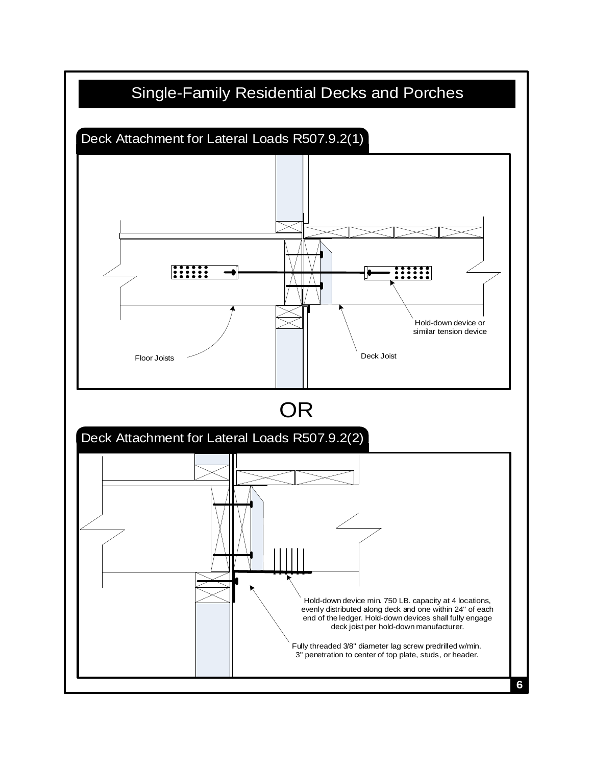# Single-Family Residential Decks and Porches

## Deck Attachment for Lateral Loads R507.9.2(1)

Hold-down device or similar tension device

Floor Joists

Deck Joist

OR

## Deck Attachment for Lateral Loads R507.9.2(2)

Hold-down device min. 750 LB. capacity at 4 locations, evenly distributed along deck and one within 24" of each end of the ledger. Hold-down devices shall fully engage deck joist per hold-down manufacturer.

Fully threaded 3/8" diameter lag screw predrilled w/min. 3" penetration to center of top plate, studs, or header.